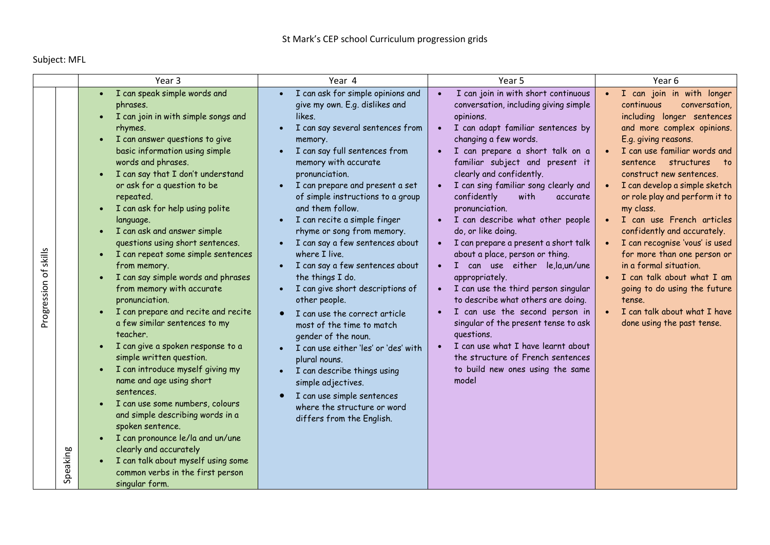St Mark's CEP school Curriculum progression grids

Subject: MFL

| | | Year 3 | Year 4 | Year 5 | Year 6 |
|---|---|---|---|---|---|
| Progression of skills | Speaking | • I can speak simple words and phrases.<br>• I can join in with simple songs and rhymes.<br>• I can answer questions to give basic information using simple words and phrases.<br>• I can say that I don't understand or ask for a question to be repeated.<br>• I can ask for help using polite language.<br>• I can ask and answer simple questions using short sentences.<br>• I can repeat some simple sentences from memory.<br>• I can say simple words and phrases from memory with accurate pronunciation.<br>• I can prepare and recite and recite a few similar sentences to my teacher.<br>• I can give a spoken response to a simple written question.<br>• I can introduce myself giving my name and age using short sentences.<br>• I can use some numbers, colours and simple describing words in a spoken sentence.<br>• I can pronounce le/la and un/une clearly and accurately<br>• I can talk about myself using some common verbs in the first person singular form. | • I can ask for simple opinions and give my own. E.g. dislikes and likes.<br>• I can say several sentences from memory.<br>• I can say full sentences from memory with accurate pronunciation.<br>• I can prepare and present a set of simple instructions to a group and them follow.<br>• I can recite a simple finger rhyme or song from memory.<br>• I can say a few sentences about where I live.<br>• I can say a few sentences about the things I do.<br>• I can give short descriptions of other people.<br>• I can use the correct article most of the time to match gender of the noun.<br>• I can use either 'les' or 'des' with plural nouns.<br>• I can describe things using simple adjectives.<br>• I can use simple sentences where the structure or word differs from the English. | • I can join in with short continuous conversation, including giving simple opinions.<br>• I can adapt familiar sentences by changing a few words.<br>• I can prepare a short talk on a familiar subject and present it clearly and confidently.<br>• I can sing familiar song clearly and confidently with accurate pronunciation.<br>• I can describe what other people do, or like doing.<br>• I can prepare a present a short talk about a place, person or thing.<br>• I can use either le,la,un/une appropriately.<br>• I can use the third person singular to describe what others are doing.<br>• I can use the second person in singular of the present tense to ask questions.<br>• I can use what I have learnt about the structure of French sentences to build new ones using the same model | • I can join in with longer continuous conversation, including longer sentences and more complex opinions. E.g. giving reasons.<br>• I can use familiar words and sentence structures to construct new sentences.<br>• I can develop a simple sketch or role play and perform it to my class.<br>• I can use French articles confidently and accurately.<br>• I can recognise 'vous' is used for more than one person or in a formal situation.<br>• I can talk about what I am going to do using the future tense.<br>• I can talk about what I have done using the past tense. |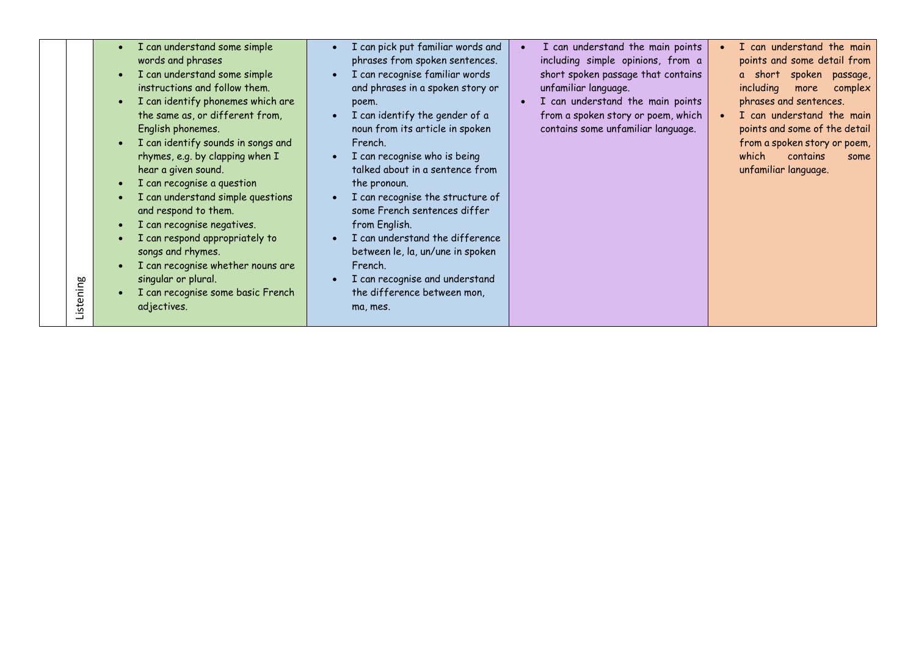| | | | | | |
|---|---|---|---|---|---|
| | Listening | • I can understand some simple words and phrases<br>• I can understand some simple instructions and follow them.<br>• I can identify phonemes which are the same as, or different from, English phonemes.<br>• I can identify sounds in songs and rhymes, e.g. by clapping when I hear a given sound.<br>• I can recognise a question<br>• I can understand simple questions and respond to them.<br>• I can recognise negatives.<br>• I can respond appropriately to songs and rhymes.<br>• I can recognise whether nouns are singular or plural.<br>• I can recognise some basic French adjectives. | • I can pick put familiar words and phrases from spoken sentences.<br>• I can recognise familiar words and phrases in a spoken story or poem.<br>• I can identify the gender of a noun from its article in spoken French.<br>• I can recognise who is being talked about in a sentence from the pronoun.<br>• I can recognise the structure of some French sentences differ from English.<br>• I can understand the difference between le, la, un/une in spoken French.<br>• I can recognise and understand the difference between mon, ma, mes. | • I can understand the main points including simple opinions, from a short spoken passage that contains unfamiliar language.<br>• I can understand the main points from a spoken story or poem, which contains some unfamiliar language. | • I can understand the main points and some detail from a short spoken passage, including more complex phrases and sentences.<br>• I can understand the main points and some of the detail from a spoken story or poem, which contains some unfamiliar language. |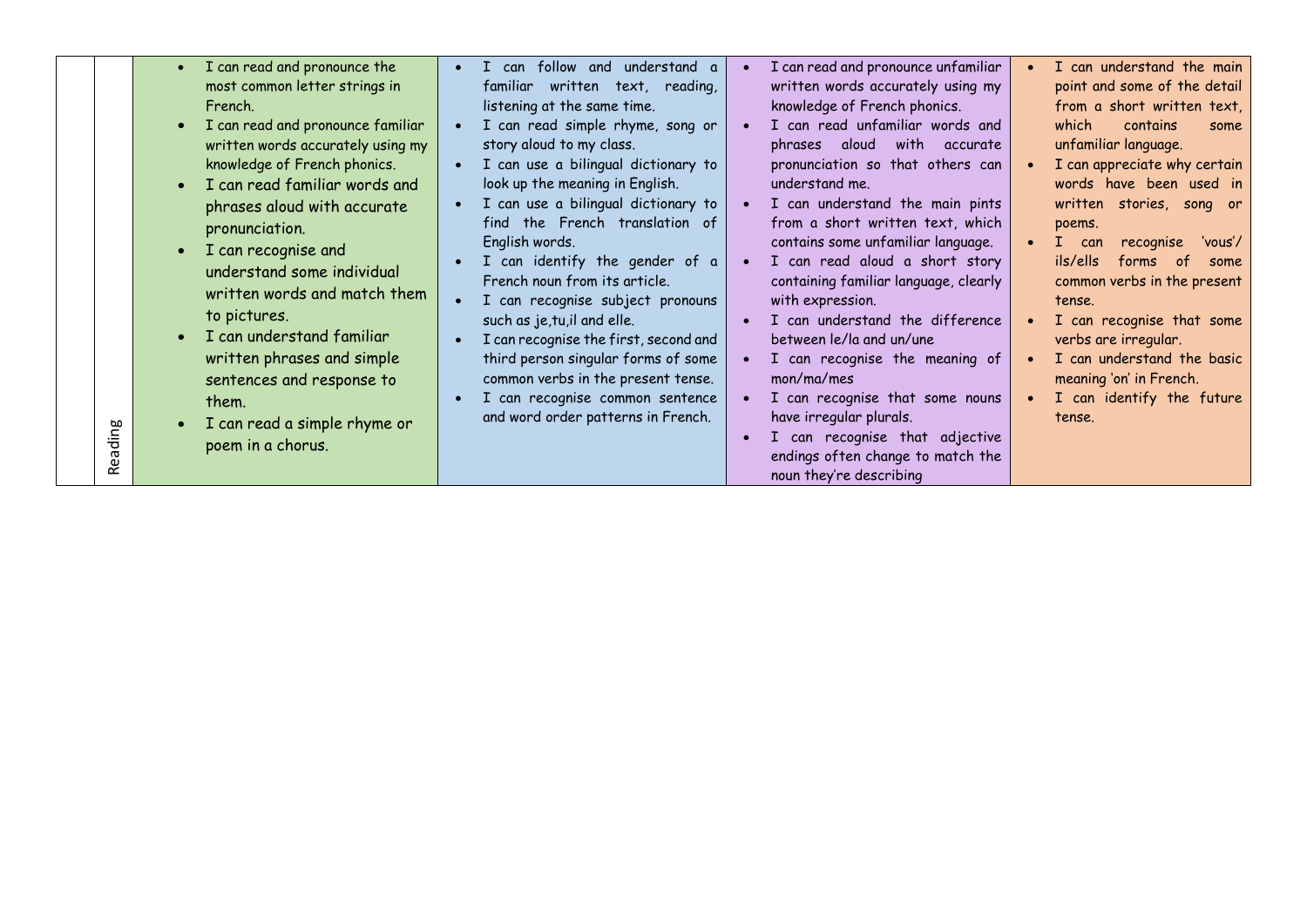|  |  |  |  |  |  |
|---|---|---|---|---|---|
|  | Reading | <ul><li>I can read and pronounce the most common letter strings in French.</li><li>I can read and pronounce familiar written words accurately using my knowledge of French phonics.</li><li>I can read familiar words and phrases aloud with accurate pronunciation.</li><li>I can recognise and understand some individual written words and match them to pictures.</li><li>I can understand familiar written phrases and simple sentences and response to them.</li><li>I can read a simple rhyme or poem in a chorus.</li></ul> | <ul><li>I can follow and understand a familiar written text, reading, listening at the same time.</li><li>I can read simple rhyme, song or story aloud to my class.</li><li>I can use a bilingual dictionary to look up the meaning in English.</li><li>I can use a bilingual dictionary to find the French translation of English words.</li><li>I can identify the gender of a French noun from its article.</li><li>I can recognise subject pronouns such as je,tu,il and elle.</li><li>I can recognise the first, second and third person singular forms of some common verbs in the present tense.</li><li>I can recognise common sentence and word order patterns in French.</li></ul> | <ul><li>I can read and pronounce unfamiliar written words accurately using my knowledge of French phonics.</li><li>I can read unfamiliar words and phrases aloud with accurate pronunciation so that others can understand me.</li><li>I can understand the main pints from a short written text, which contains some unfamiliar language.</li><li>I can read aloud a short story containing familiar language, clearly with expression.</li><li>I can understand the difference between le/la and un/une</li><li>I can recognise the meaning of mon/ma/mes</li><li>I can recognise that some nouns have irregular plurals.</li><li>I can recognise that adjective endings often change to match the noun they're describing</li></ul> | <ul><li>I can understand the main point and some of the detail from a short written text, which contains some unfamiliar language.</li><li>I can appreciate why certain words have been used in written stories, song or poems.</li><li>I can recognise 'vous'/ ils/ells forms of some common verbs in the present tense.</li><li>I can recognise that some verbs are irregular.</li><li>I can understand the basic meaning 'on' in French.</li><li>I can identify the future tense.</li></ul> |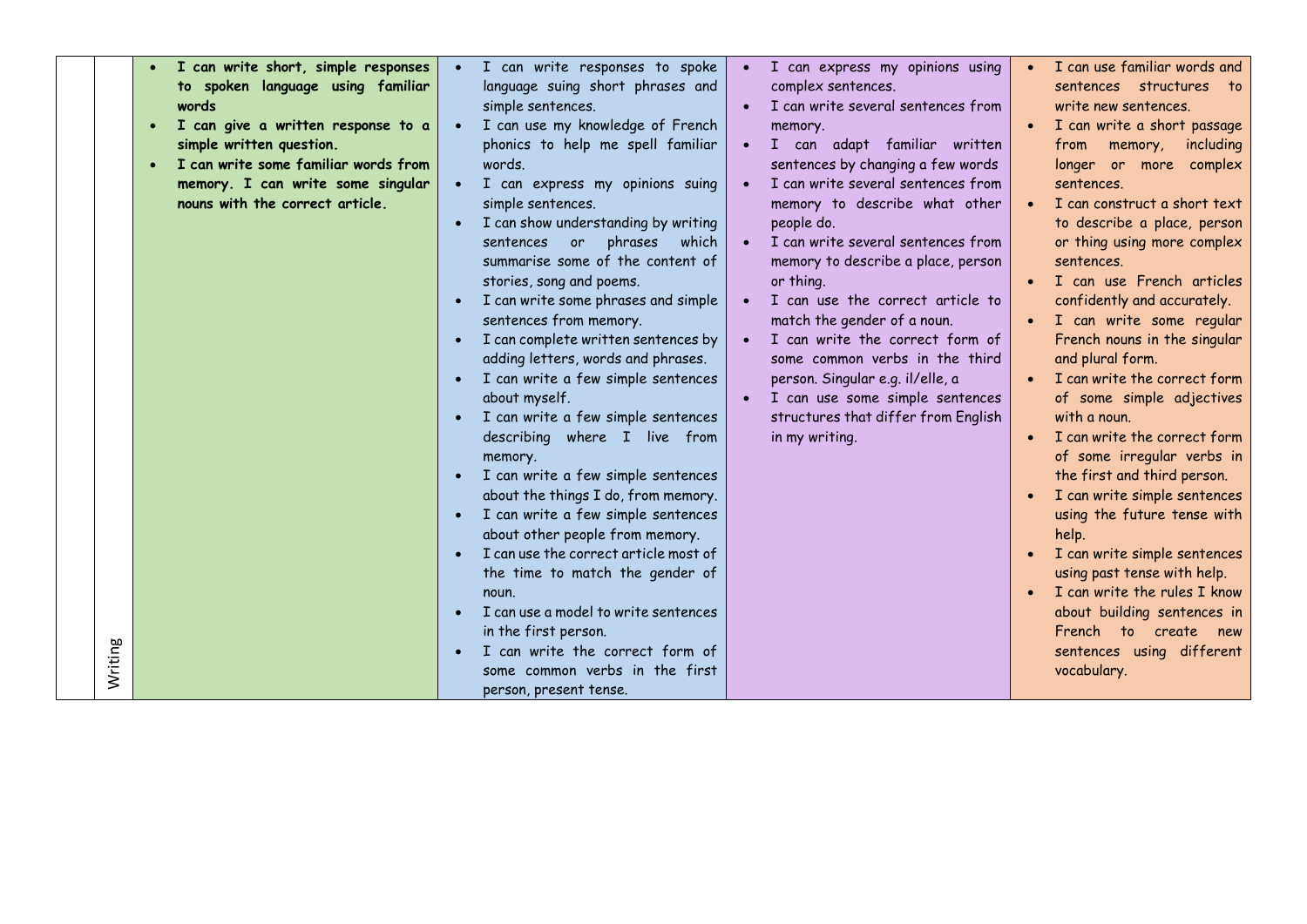| | | | | | |
|---|---|---|---|---|---|
| | Writing | • **I can write short, simple responses to spoken language using familiar words**<br>• **I can give a written response to a simple written question.**<br>• **I can write some familiar words from memory. I can write some singular nouns with the correct article.** | • I can write responses to spoke language suing short phrases and simple sentences.<br>• I can use my knowledge of French phonics to help me spell familiar words.<br>• I can express my opinions suing simple sentences.<br>• I can show understanding by writing sentences or phrases which summarise some of the content of stories, song and poems.<br>• I can write some phrases and simple sentences from memory.<br>• I can complete written sentences by adding letters, words and phrases.<br>• I can write a few simple sentences about myself.<br>• I can write a few simple sentences describing where I live from memory.<br>• I can write a few simple sentences about the things I do, from memory.<br>• I can write a few simple sentences about other people from memory.<br>• I can use the correct article most of the time to match the gender of noun.<br>• I can use a model to write sentences in the first person.<br>• I can write the correct form of some common verbs in the first person, present tense. | • I can express my opinions using complex sentences.<br>• I can write several sentences from memory.<br>• I can adapt familiar written sentences by changing a few words<br>• I can write several sentences from memory to describe what other people do.<br>• I can write several sentences from memory to describe a place, person or thing.<br>• I can use the correct article to match the gender of a noun.<br>• I can write the correct form of some common verbs in the third person. Singular e.g. il/elle, a<br>• I can use some simple sentences structures that differ from English in my writing. | • I can use familiar words and sentences structures to write new sentences.<br>• I can write a short passage from memory, including longer or more complex sentences.<br>• I can construct a short text to describe a place, person or thing using more complex sentences.<br>• I can use French articles confidently and accurately.<br>• I can write some regular French nouns in the singular and plural form.<br>• I can write the correct form of some simple adjectives with a noun.<br>• I can write the correct form of some irregular verbs in the first and third person.<br>• I can write simple sentences using the future tense with help.<br>• I can write simple sentences using past tense with help.<br>• I can write the rules I know about building sentences in French to create new sentences using different vocabulary. |